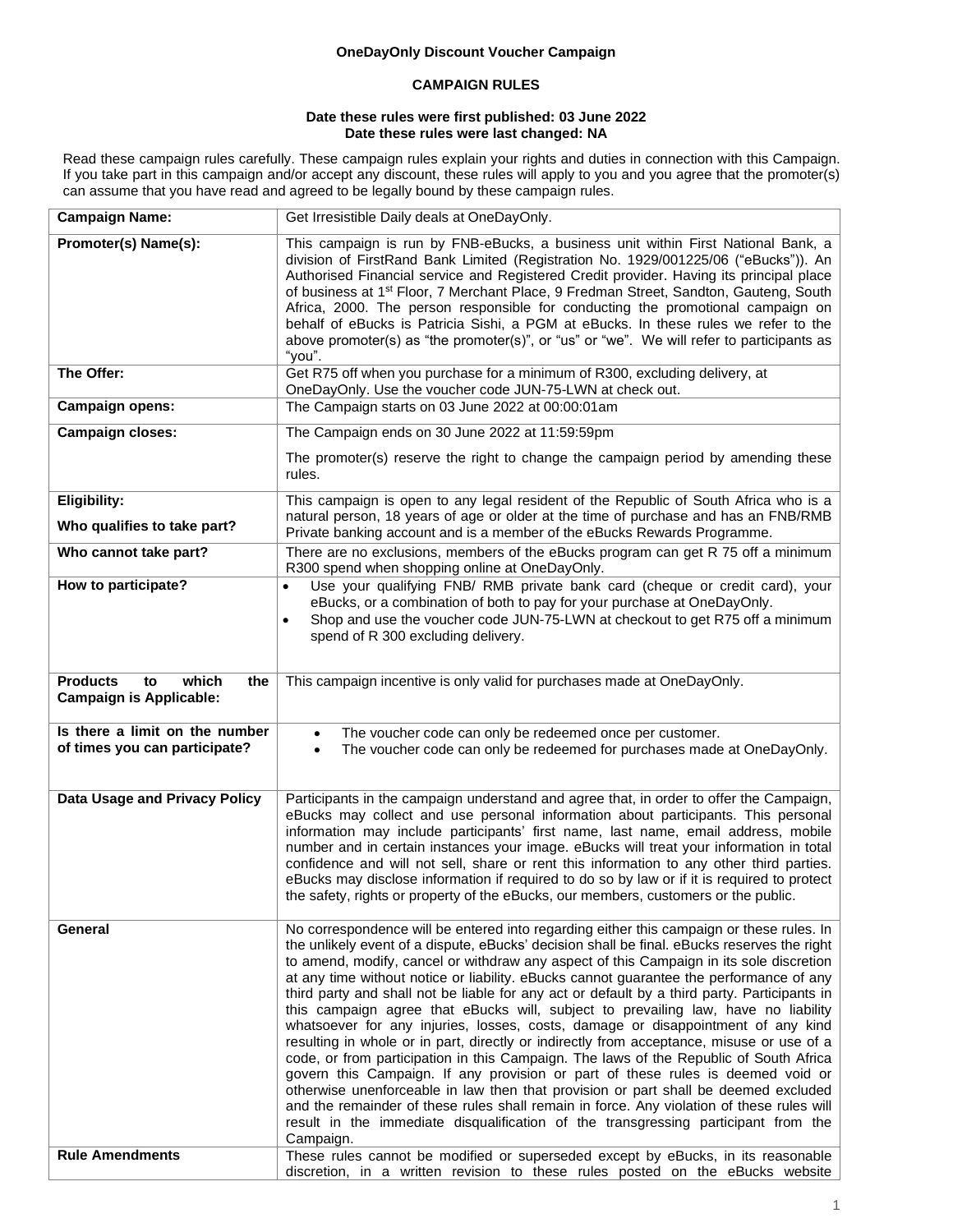**OneDayOnly Discount Voucher Campaign**

**CAMPAIGN RULES**

**Date these rules were first published: 03 June 2022**
**Date these rules were last changed: NA**

Read these campaign rules carefully. These campaign rules explain your rights and duties in connection with this Campaign. If you take part in this campaign and/or accept any discount, these rules will apply to you and you agree that the promoter(s) can assume that you have read and agreed to be legally bound by these campaign rules.

| **Campaign Name:** | Get Irresistible Daily deals at OneDayOnly. |
|---|---|
| **Promoter(s) Name(s):** | This campaign is run by FNB-eBucks, a business unit within First National Bank, a division of FirstRand Bank Limited (Registration No. 1929/001225/06 ("eBucks")). An Authorised Financial service and Registered Credit provider. Having its principal place of business at 1st Floor, 7 Merchant Place, 9 Fredman Street, Sandton, Gauteng, South Africa, 2000. The person responsible for conducting the promotional campaign on behalf of eBucks is Patricia Sishi, a PGM at eBucks. In these rules we refer to the above promoter(s) as "the promoter(s)", or "us" or "we". We will refer to participants as "you". |
| **The Offer:** | Get R75 off when you purchase for a minimum of R300, excluding delivery, at OneDayOnly. Use the voucher code JUN-75-LWN at check out. |
| **Campaign opens:** | The Campaign starts on 03 June 2022 at 00:00:01am |
| **Campaign closes:** | The Campaign ends on 30 June 2022 at 11:59:59pm<br><br>The promoter(s) reserve the right to change the campaign period by amending these rules. |
| **Eligibility:**<br><br>**Who qualifies to take part?** | This campaign is open to any legal resident of the Republic of South Africa who is a natural person, 18 years of age or older at the time of purchase and has an FNB/RMB Private banking account and is a member of the eBucks Rewards Programme. |
| **Who cannot take part?** | There are no exclusions, members of the eBucks program can get R 75 off a minimum R300 spend when shopping online at OneDayOnly. |
| **How to participate?** | • Use your qualifying FNB/ RMB private bank card (cheque or credit card), your eBucks, or a combination of both to pay for your purchase at OneDayOnly.<br>• Shop and use the voucher code JUN-75-LWN at checkout to get R75 off a minimum spend of R 300 excluding delivery. |
| **Products to which the Campaign is Applicable:** | This campaign incentive is only valid for purchases made at OneDayOnly. |
| **Is there a limit on the number of times you can participate?** | • The voucher code can only be redeemed once per customer.<br>• The voucher code can only be redeemed for purchases made at OneDayOnly. |
| **Data Usage and Privacy Policy** | Participants in the campaign understand and agree that, in order to offer the Campaign, eBucks may collect and use personal information about participants. This personal information may include participants' first name, last name, email address, mobile number and in certain instances your image. eBucks will treat your information in total confidence and will not sell, share or rent this information to any other third parties. eBucks may disclose information if required to do so by law or if it is required to protect the safety, rights or property of the eBucks, our members, customers or the public. |
| **General** | No correspondence will be entered into regarding either this campaign or these rules. In the unlikely event of a dispute, eBucks' decision shall be final. eBucks reserves the right to amend, modify, cancel or withdraw any aspect of this Campaign in its sole discretion at any time without notice or liability. eBucks cannot guarantee the performance of any third party and shall not be liable for any act or default by a third party. Participants in this campaign agree that eBucks will, subject to prevailing law, have no liability whatsoever for any injuries, losses, costs, damage or disappointment of any kind resulting in whole or in part, directly or indirectly from acceptance, misuse or use of a code, or from participation in this Campaign. The laws of the Republic of South Africa govern this Campaign. If any provision or part of these rules is deemed void or otherwise unenforceable in law then that provision or part shall be deemed excluded and the remainder of these rules shall remain in force. Any violation of these rules will result in the immediate disqualification of the transgressing participant from the Campaign. |
| **Rule Amendments** | These rules cannot be modified or superseded except by eBucks, in its reasonable discretion, in a written revision to these rules posted on the eBucks website |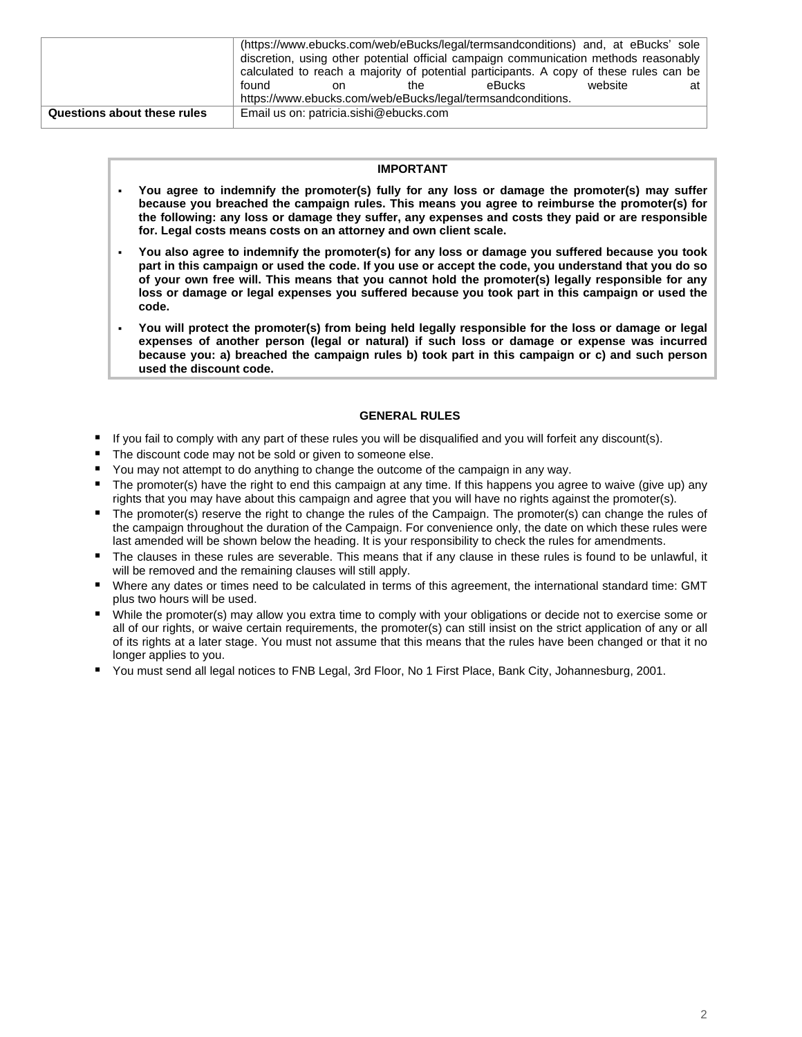| | |
|---|---|
| | (https://www.ebucks.com/web/eBucks/legal/termsandconditions) and, at eBucks' sole discretion, using other potential official campaign communication methods reasonably calculated to reach a majority of potential participants. A copy of these rules can be found on the eBucks website at https://www.ebucks.com/web/eBucks/legal/termsandconditions. |
| **Questions about these rules** | Email us on: patricia.sishi@ebucks.com |

**IMPORTANT**

- **You agree to indemnify the promoter(s) fully for any loss or damage the promoter(s) may suffer because you breached the campaign rules. This means you agree to reimburse the promoter(s) for the following: any loss or damage they suffer, any expenses and costs they paid or are responsible for. Legal costs means costs on an attorney and own client scale.**
- **You also agree to indemnify the promoter(s) for any loss or damage you suffered because you took part in this campaign or used the code. If you use or accept the code, you understand that you do so of your own free will. This means that you cannot hold the promoter(s) legally responsible for any loss or damage or legal expenses you suffered because you took part in this campaign or used the code.**
- **You will protect the promoter(s) from being held legally responsible for the loss or damage or legal expenses of another person (legal or natural) if such loss or damage or expense was incurred because you: a) breached the campaign rules b) took part in this campaign or c) and such person used the discount code.**

**GENERAL RULES**

- If you fail to comply with any part of these rules you will be disqualified and you will forfeit any discount(s).
- The discount code may not be sold or given to someone else.
- You may not attempt to do anything to change the outcome of the campaign in any way.
- The promoter(s) have the right to end this campaign at any time. If this happens you agree to waive (give up) any rights that you may have about this campaign and agree that you will have no rights against the promoter(s).
- The promoter(s) reserve the right to change the rules of the Campaign. The promoter(s) can change the rules of the campaign throughout the duration of the Campaign. For convenience only, the date on which these rules were last amended will be shown below the heading. It is your responsibility to check the rules for amendments.
- The clauses in these rules are severable. This means that if any clause in these rules is found to be unlawful, it will be removed and the remaining clauses will still apply.
- Where any dates or times need to be calculated in terms of this agreement, the international standard time: GMT plus two hours will be used.
- While the promoter(s) may allow you extra time to comply with your obligations or decide not to exercise some or all of our rights, or waive certain requirements, the promoter(s) can still insist on the strict application of any or all of its rights at a later stage. You must not assume that this means that the rules have been changed or that it no longer applies to you.
- You must send all legal notices to FNB Legal, 3rd Floor, No 1 First Place, Bank City, Johannesburg, 2001.